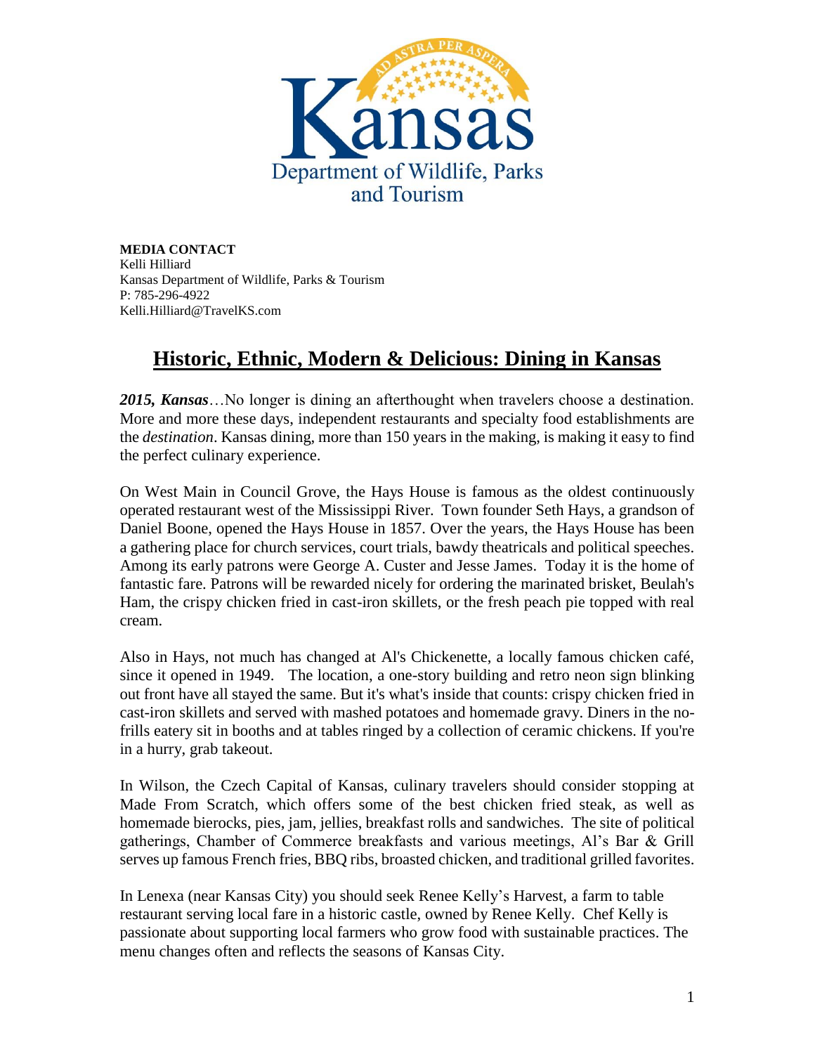Kansas Department of Wildlife, Parks and Tourism

**MEDIA CONTACT**
Kelli Hilliard
Kansas Department of Wildlife, Parks & Tourism
P: 785-296-4922
Kelli.Hilliard@TravelKS.com

# Historic, Ethnic, Modern & Delicious: Dining in Kansas

***2015, Kansas***…No longer is dining an afterthought when travelers choose a destination. More and more these days, independent restaurants and specialty food establishments are the *destination*. Kansas dining, more than 150 years in the making, is making it easy to find the perfect culinary experience.

On West Main in Council Grove, the Hays House is famous as the oldest continuously operated restaurant west of the Mississippi River. Town founder Seth Hays, a grandson of Daniel Boone, opened the Hays House in 1857. Over the years, the Hays House has been a gathering place for church services, court trials, bawdy theatricals and political speeches. Among its early patrons were George A. Custer and Jesse James. Today it is the home of fantastic fare. Patrons will be rewarded nicely for ordering the marinated brisket, Beulah's Ham, the crispy chicken fried in cast-iron skillets, or the fresh peach pie topped with real cream.

Also in Hays, not much has changed at Al's Chickenette, a locally famous chicken café, since it opened in 1949. The location, a one-story building and retro neon sign blinking out front have all stayed the same. But it's what's inside that counts: crispy chicken fried in cast-iron skillets and served with mashed potatoes and homemade gravy. Diners in the no-frills eatery sit in booths and at tables ringed by a collection of ceramic chickens. If you're in a hurry, grab takeout.

In Wilson, the Czech Capital of Kansas, culinary travelers should consider stopping at Made From Scratch, which offers some of the best chicken fried steak, as well as homemade bierocks, pies, jam, jellies, breakfast rolls and sandwiches. The site of political gatherings, Chamber of Commerce breakfasts and various meetings, Al's Bar & Grill serves up famous French fries, BBQ ribs, broasted chicken, and traditional grilled favorites.

In Lenexa (near Kansas City) you should seek Renee Kelly's Harvest, a farm to table restaurant serving local fare in a historic castle, owned by Renee Kelly. Chef Kelly is passionate about supporting local farmers who grow food with sustainable practices. The menu changes often and reflects the seasons of Kansas City.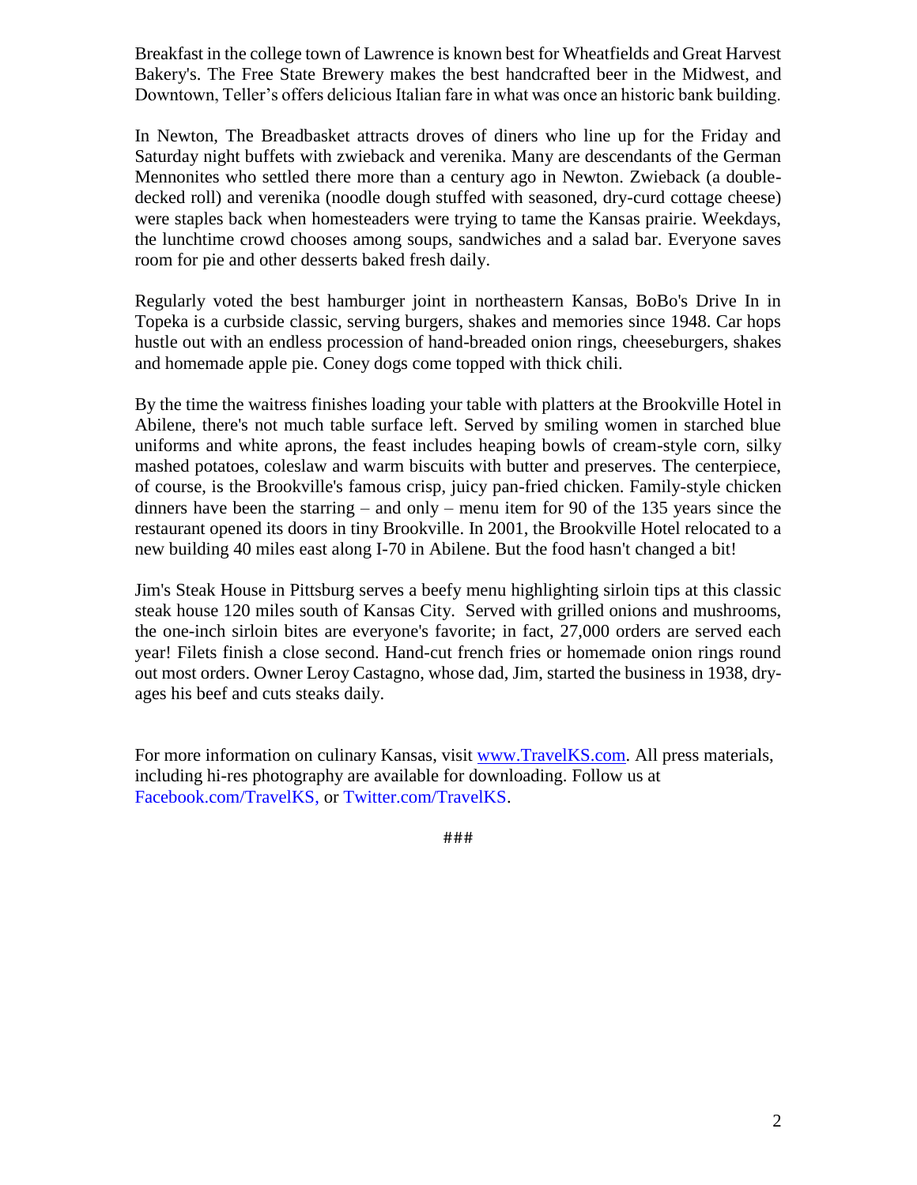Breakfast in the college town of Lawrence is known best for Wheatfields and Great Harvest Bakery's. The Free State Brewery makes the best handcrafted beer in the Midwest, and Downtown, Teller's offers delicious Italian fare in what was once an historic bank building.

In Newton, The Breadbasket attracts droves of diners who line up for the Friday and Saturday night buffets with zwieback and verenika. Many are descendants of the German Mennonites who settled there more than a century ago in Newton. Zwieback (a double-decked roll) and verenika (noodle dough stuffed with seasoned, dry-curd cottage cheese) were staples back when homesteaders were trying to tame the Kansas prairie. Weekdays, the lunchtime crowd chooses among soups, sandwiches and a salad bar. Everyone saves room for pie and other desserts baked fresh daily.

Regularly voted the best hamburger joint in northeastern Kansas, BoBo's Drive In in Topeka is a curbside classic, serving burgers, shakes and memories since 1948. Car hops hustle out with an endless procession of hand-breaded onion rings, cheeseburgers, shakes and homemade apple pie. Coney dogs come topped with thick chili.

By the time the waitress finishes loading your table with platters at the Brookville Hotel in Abilene, there's not much table surface left. Served by smiling women in starched blue uniforms and white aprons, the feast includes heaping bowls of cream-style corn, silky mashed potatoes, coleslaw and warm biscuits with butter and preserves. The centerpiece, of course, is the Brookville's famous crisp, juicy pan-fried chicken. Family-style chicken dinners have been the starring – and only – menu item for 90 of the 135 years since the restaurant opened its doors in tiny Brookville. In 2001, the Brookville Hotel relocated to a new building 40 miles east along I-70 in Abilene. But the food hasn't changed a bit!

Jim's Steak House in Pittsburg serves a beefy menu highlighting sirloin tips at this classic steak house 120 miles south of Kansas City. Served with grilled onions and mushrooms, the one-inch sirloin bites are everyone's favorite; in fact, 27,000 orders are served each year! Filets finish a close second. Hand-cut french fries or homemade onion rings round out most orders. Owner Leroy Castagno, whose dad, Jim, started the business in 1938, dry-ages his beef and cuts steaks daily.

For more information on culinary Kansas, visit www.TravelKS.com. All press materials, including hi-res photography are available for downloading. Follow us at Facebook.com/TravelKS, or Twitter.com/TravelKS.

###